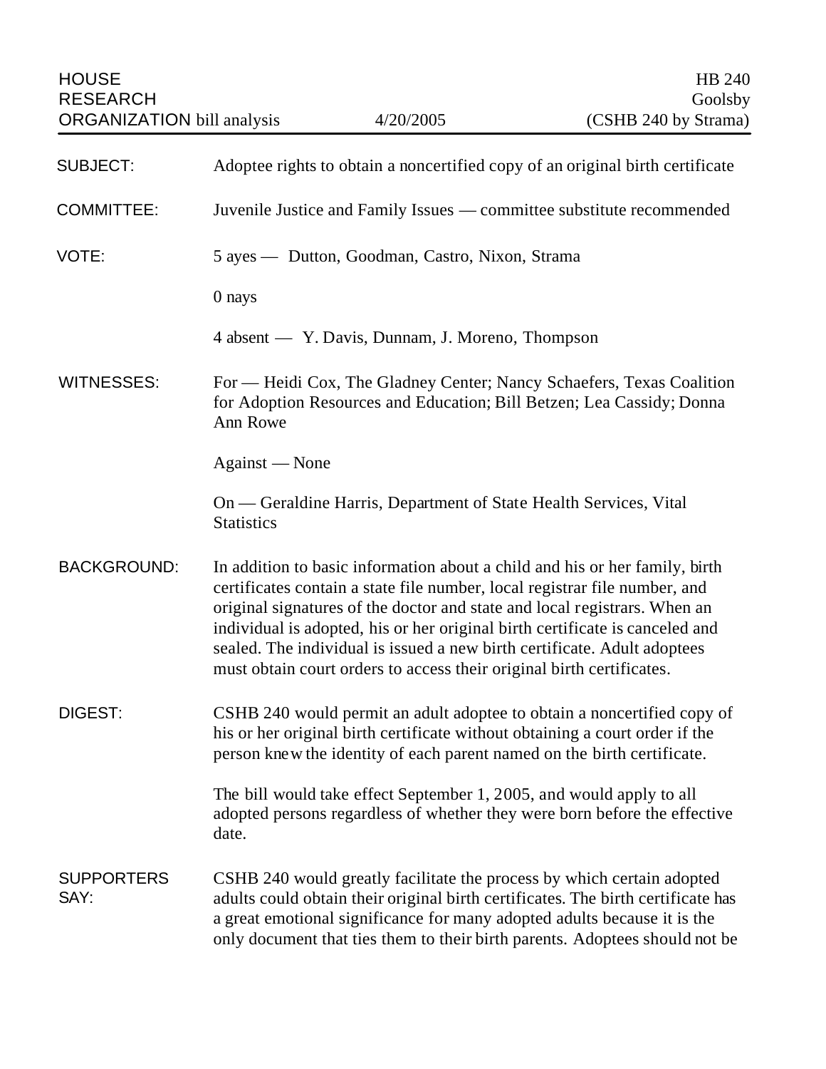HOUSE RESEARCH ORGANIZATION bill analysis | 4/20/2005 | HB 240 Goolsby (CSHB 240 by Strama)

**SUBJECT:** Adoptee rights to obtain a noncertified copy of an original birth certificate

**COMMITTEE:** Juvenile Justice and Family Issues — committee substitute recommended

**VOTE:** 5 ayes — Dutton, Goodman, Castro, Nixon, Strama

0 nays

4 absent — Y. Davis, Dunnam, J. Moreno, Thompson

**WITNESSES:** For — Heidi Cox, The Gladney Center; Nancy Schaefers, Texas Coalition for Adoption Resources and Education; Bill Betzen; Lea Cassidy; Donna Ann Rowe

Against — None

On — Geraldine Harris, Department of State Health Services, Vital Statistics

**BACKGROUND:** In addition to basic information about a child and his or her family, birth certificates contain a state file number, local registrar file number, and original signatures of the doctor and state and local registrars. When an individual is adopted, his or her original birth certificate is canceled and sealed. The individual is issued a new birth certificate. Adult adoptees must obtain court orders to access their original birth certificates.

**DIGEST:** CSHB 240 would permit an adult adoptee to obtain a noncertified copy of his or her original birth certificate without obtaining a court order if the person knew the identity of each parent named on the birth certificate.

The bill would take effect September 1, 2005, and would apply to all adopted persons regardless of whether they were born before the effective date.

**SUPPORTERS SAY:** CSHB 240 would greatly facilitate the process by which certain adopted adults could obtain their original birth certificates. The birth certificate has a great emotional significance for many adopted adults because it is the only document that ties them to their birth parents. Adoptees should not be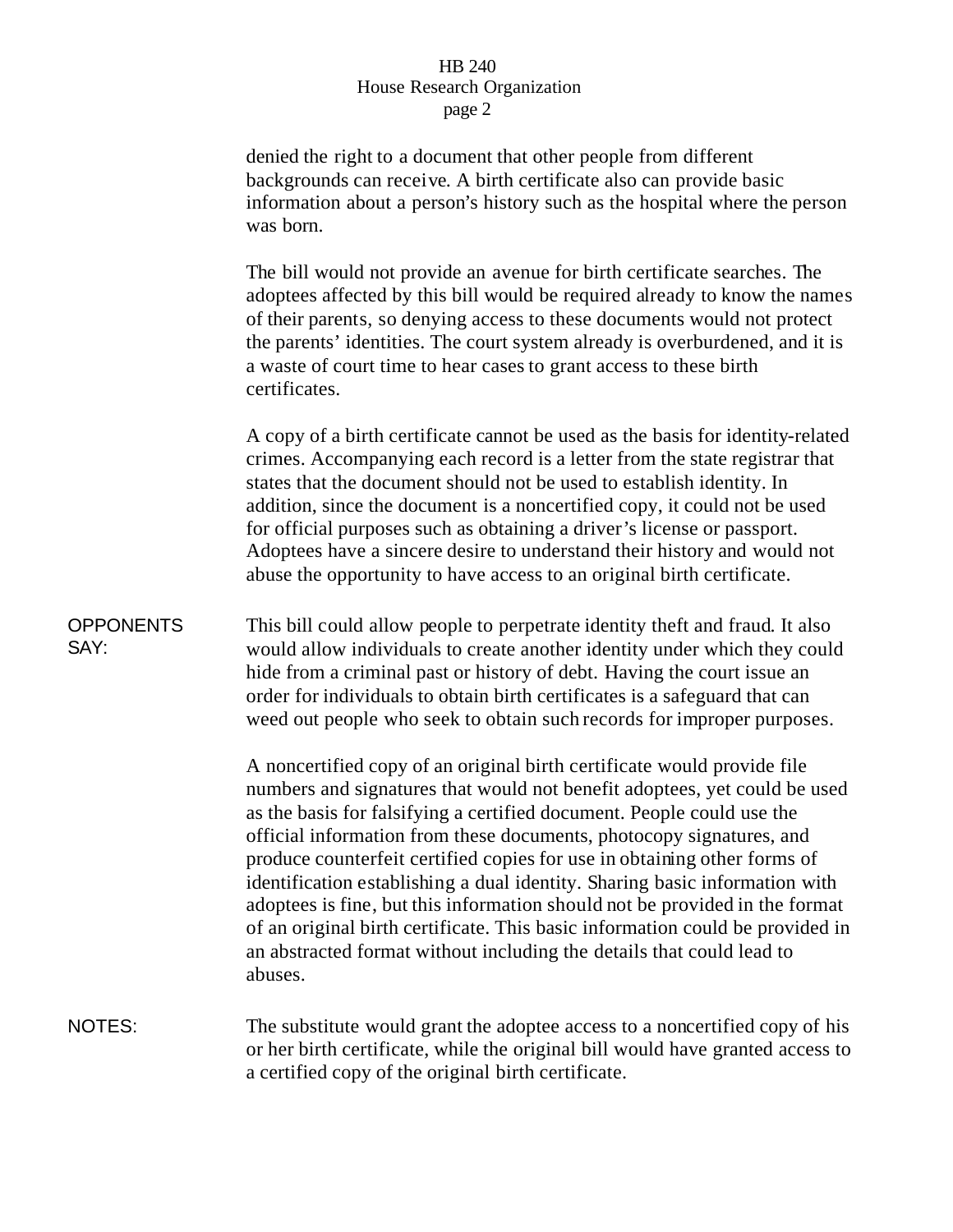denied the right to a document that other people from different backgrounds can receive. A birth certificate also can provide basic information about a person's history such as the hospital where the person was born.

The bill would not provide an avenue for birth certificate searches. The adoptees affected by this bill would be required already to know the names of their parents, so denying access to these documents would not protect the parents' identities. The court system already is overburdened, and it is a waste of court time to hear cases to grant access to these birth certificates.

A copy of a birth certificate cannot be used as the basis for identity-related crimes. Accompanying each record is a letter from the state registrar that states that the document should not be used to establish identity. In addition, since the document is a noncertified copy, it could not be used for official purposes such as obtaining a driver's license or passport. Adoptees have a sincere desire to understand their history and would not abuse the opportunity to have access to an original birth certificate.

**OPPONENTS SAY:**

This bill could allow people to perpetrate identity theft and fraud. It also would allow individuals to create another identity under which they could hide from a criminal past or history of debt. Having the court issue an order for individuals to obtain birth certificates is a safeguard that can weed out people who seek to obtain such records for improper purposes.

A noncertified copy of an original birth certificate would provide file numbers and signatures that would not benefit adoptees, yet could be used as the basis for falsifying a certified document. People could use the official information from these documents, photocopy signatures, and produce counterfeit certified copies for use in obtaining other forms of identification establishing a dual identity. Sharing basic information with adoptees is fine, but this information should not be provided in the format of an original birth certificate. This basic information could be provided in an abstracted format without including the details that could lead to abuses.

**NOTES:**

The substitute would grant the adoptee access to a noncertified copy of his or her birth certificate, while the original bill would have granted access to a certified copy of the original birth certificate.